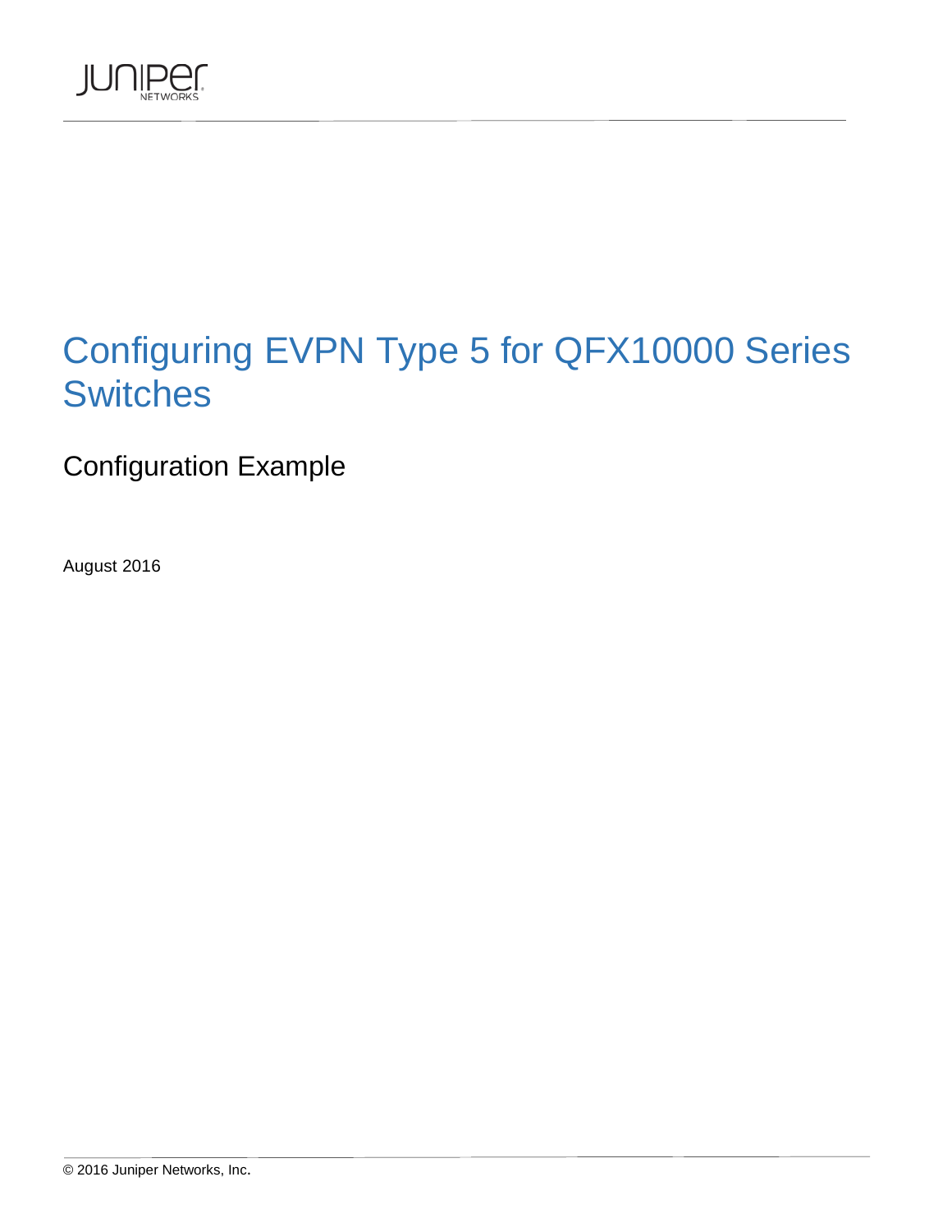# Configuring EVPN Type 5 for QFX10000 Series Switches

## Configuration Example

August 2016

© 2016 Juniper Networks, Inc.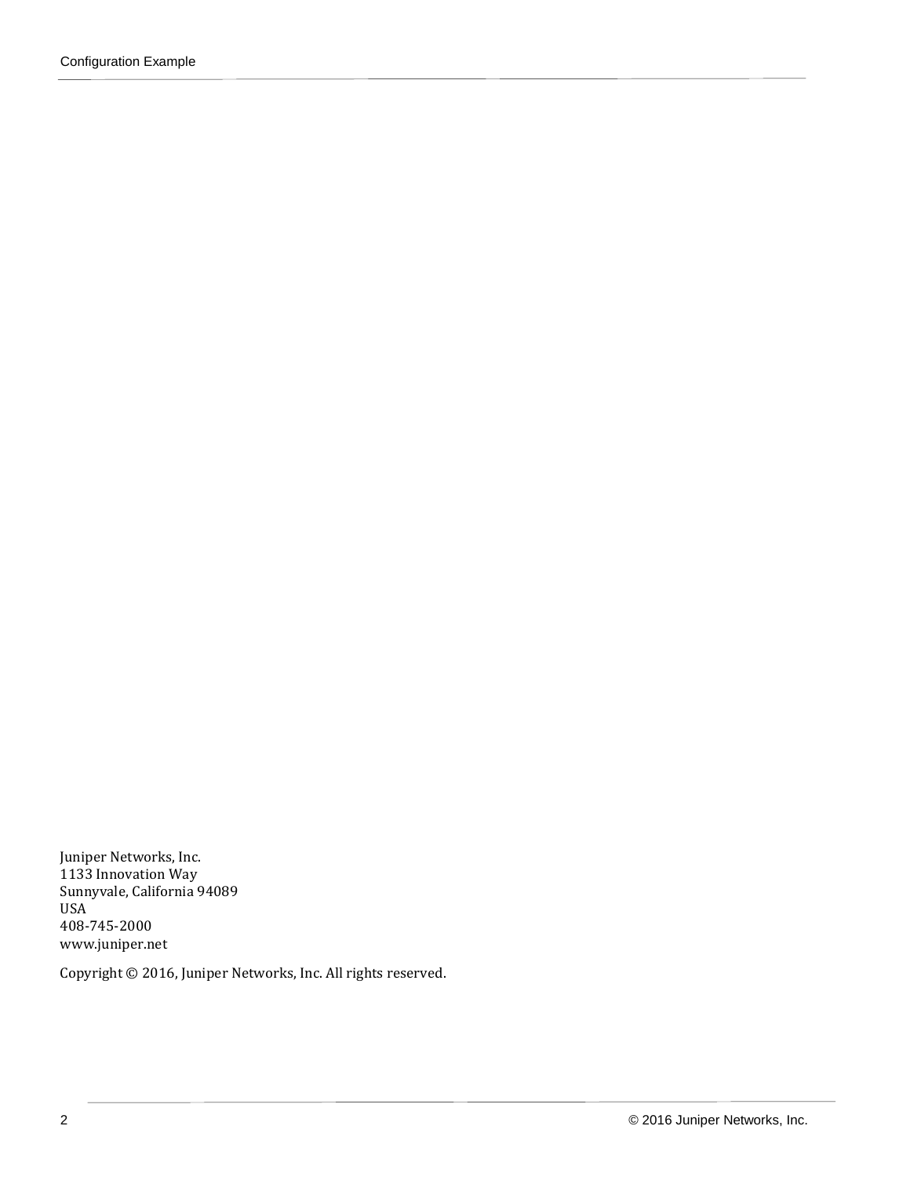Juniper Networks, Inc.
1133 Innovation Way
Sunnyvale, California 94089
USA
408-745-2000
www.juniper.net

Copyright © 2016, Juniper Networks, Inc. All rights reserved.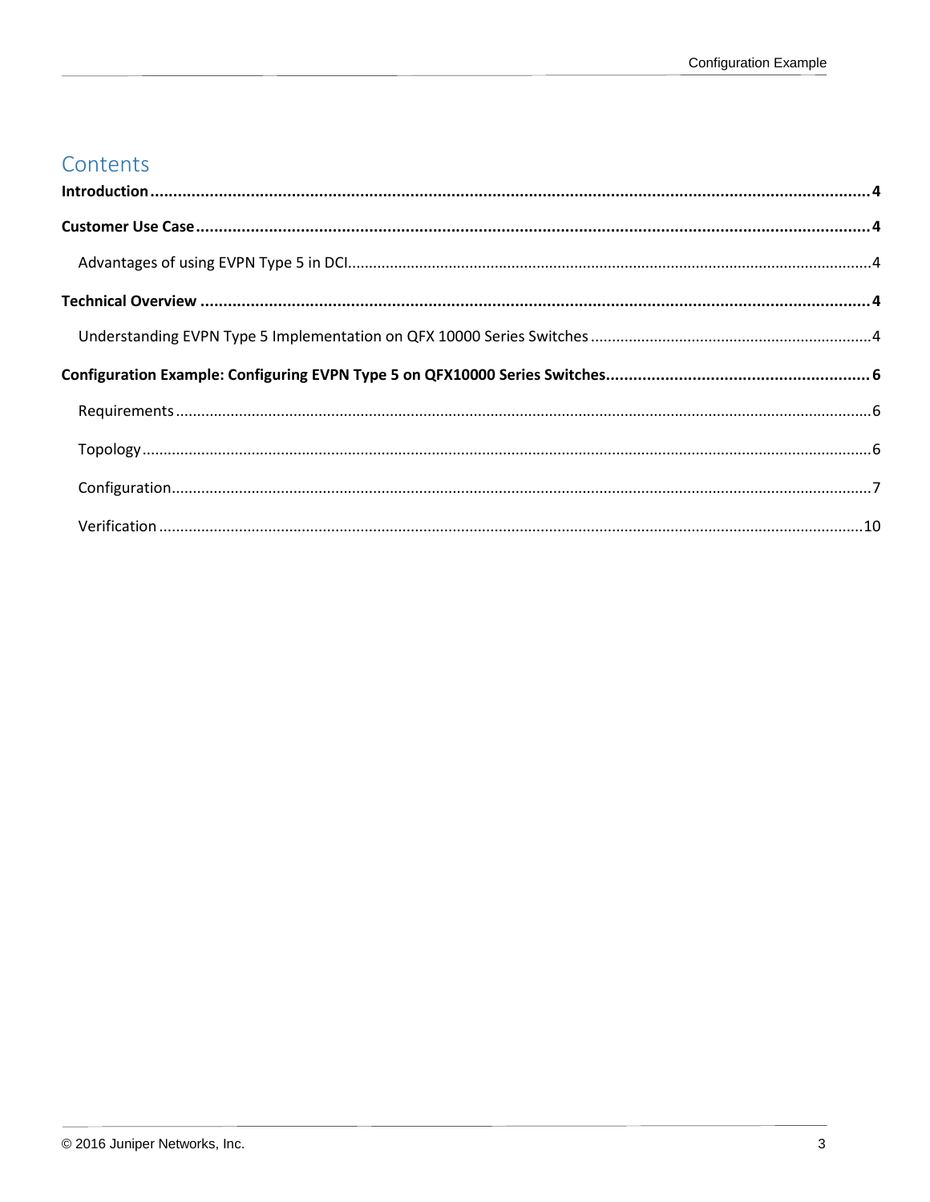# Contents

**Introduction**......................................................................................................................................................4

**Customer Use Case**..............................................................................................................................................4

Advantages of using EVPN Type 5 in DCI...........................................................................................................4

**Technical Overview**..............................................................................................................................................4

Understanding EVPN Type 5 Implementation on QFX 10000 Series Switches ..................................................4

**Configuration Example: Configuring EVPN Type 5 on QFX10000 Series Switches**...........................................................6

Requirements........................................................................................................................................................6

Topology...............................................................................................................................................................6

Configuration.........................................................................................................................................................7

Verification...........................................................................................................................................................10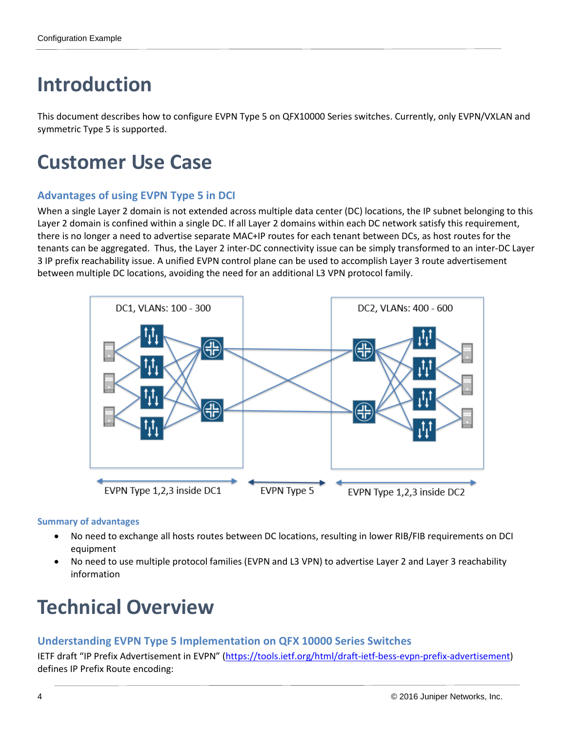# Introduction

This document describes how to configure EVPN Type 5 on QFX10000 Series switches. Currently, only EVPN/VXLAN and symmetric Type 5 is supported.

# Customer Use Case

## Advantages of using EVPN Type 5 in DCI

When a single Layer 2 domain is not extended across multiple data center (DC) locations, the IP subnet belonging to this Layer 2 domain is confined within a single DC. If all Layer 2 domains within each DC network satisfy this requirement, there is no longer a need to advertise separate MAC+IP routes for each tenant between DCs, as host routes for the tenants can be aggregated. Thus, the Layer 2 inter-DC connectivity issue can be simply transformed to an inter-DC Layer 3 IP prefix reachability issue. A unified EVPN control plane can be used to accomplish Layer 3 route advertisement between multiple DC locations, avoiding the need for an additional L3 VPN protocol family.

DC1, VLANs: 100 - 300

DC2, VLANs: 400 - 600

EVPN Type 1,2,3 inside DC1 | EVPN Type 5 | EVPN Type 1,2,3 inside DC2

### Summary of advantages

- No need to exchange all hosts routes between DC locations, resulting in lower RIB/FIB requirements on DCI equipment
- No need to use multiple protocol families (EVPN and L3 VPN) to advertise Layer 2 and Layer 3 reachability information

# Technical Overview

## Understanding EVPN Type 5 Implementation on QFX 10000 Series Switches

IETF draft "IP Prefix Advertisement in EVPN" (https://tools.ietf.org/html/draft-ietf-bess-evpn-prefix-advertisement) defines IP Prefix Route encoding: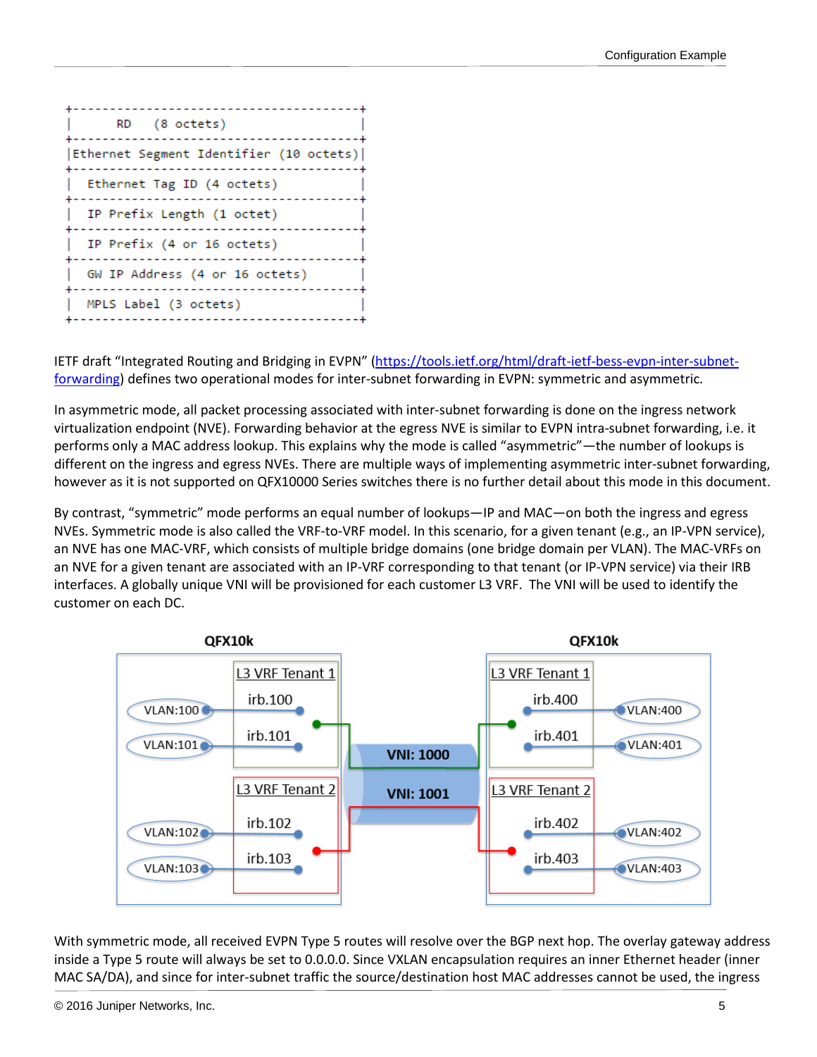```
+--------------------------------------+
|      RD   (8 octets)                 |
+--------------------------------------+
|Ethernet Segment Identifier (10 octets)|
+--------------------------------------+
|  Ethernet Tag ID (4 octets)          |
+--------------------------------------+
|  IP Prefix Length (1 octet)          |
+--------------------------------------+
|  IP Prefix (4 or 16 octets)          |
+--------------------------------------+
|  GW IP Address (4 or 16 octets)      |
+--------------------------------------+
|  MPLS Label (3 octets)               |
+--------------------------------------+
```

IETF draft "Integrated Routing and Bridging in EVPN" (https://tools.ietf.org/html/draft-ietf-bess-evpn-inter-subnet-forwarding) defines two operational modes for inter-subnet forwarding in EVPN: symmetric and asymmetric.

In asymmetric mode, all packet processing associated with inter-subnet forwarding is done on the ingress network virtualization endpoint (NVE). Forwarding behavior at the egress NVE is similar to EVPN intra-subnet forwarding, i.e. it performs only a MAC address lookup. This explains why the mode is called "asymmetric"—the number of lookups is different on the ingress and egress NVEs. There are multiple ways of implementing asymmetric inter-subnet forwarding, however as it is not supported on QFX10000 Series switches there is no further detail about this mode in this document.

By contrast, "symmetric" mode performs an equal number of lookups—IP and MAC—on both the ingress and egress NVEs. Symmetric mode is also called the VRF-to-VRF model. In this scenario, for a given tenant (e.g., an IP-VPN service), an NVE has one MAC-VRF, which consists of multiple bridge domains (one bridge domain per VLAN). The MAC-VRFs on an NVE for a given tenant are associated with an IP-VRF corresponding to that tenant (or IP-VPN service) via their IRB interfaces. A globally unique VNI will be provisioned for each customer L3 VRF. The VNI will be used to identify the customer on each DC.

QFX10k | QFX10k

L3 VRF Tenant 1: irb.100 (VLAN:100), irb.101 (VLAN:101) — VNI: 1000 — L3 VRF Tenant 1: irb.400 (VLAN:400), irb.401 (VLAN:401)

L3 VRF Tenant 2: irb.102 (VLAN:102), irb.103 (VLAN:103) — VNI: 1001 — L3 VRF Tenant 2: irb.402 (VLAN:402), irb.403 (VLAN:403)

With symmetric mode, all received EVPN Type 5 routes will resolve over the BGP next hop. The overlay gateway address inside a Type 5 route will always be set to 0.0.0.0. Since VXLAN encapsulation requires an inner Ethernet header (inner MAC SA/DA), and since for inter-subnet traffic the source/destination host MAC addresses cannot be used, the ingress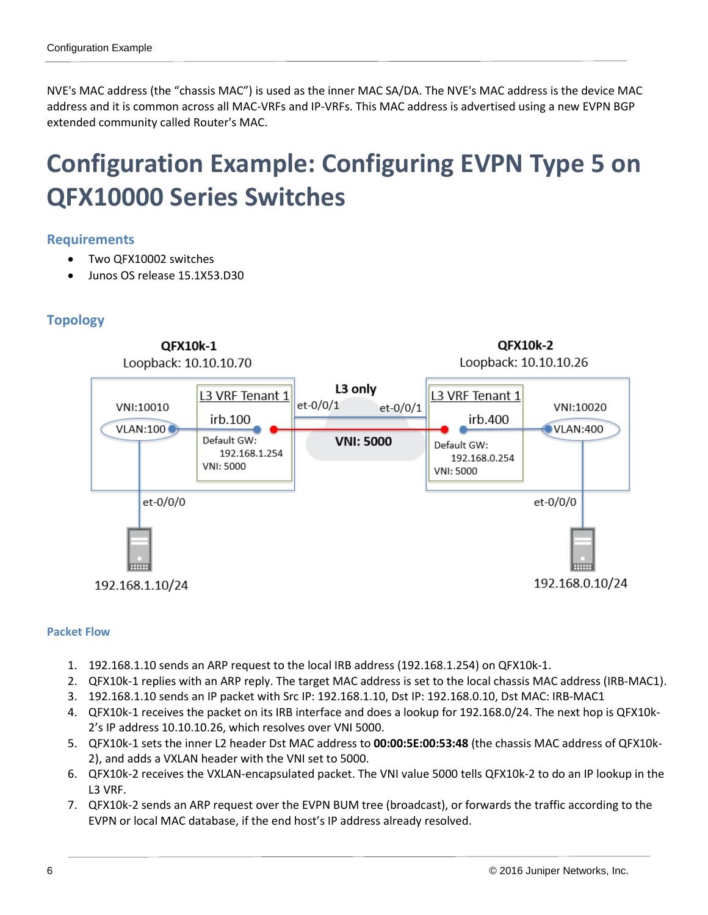NVE's MAC address (the "chassis MAC") is used as the inner MAC SA/DA. The NVE's MAC address is the device MAC address and it is common across all MAC-VRFs and IP-VRFs. This MAC address is advertised using a new EVPN BGP extended community called Router's MAC.

# Configuration Example: Configuring EVPN Type 5 on QFX10000 Series Switches

## Requirements

- Two QFX10002 switches
- Junos OS release 15.1X53.D30

## Topology

## Packet Flow

1. 192.168.1.10 sends an ARP request to the local IRB address (192.168.1.254) on QFX10k-1.
2. QFX10k-1 replies with an ARP reply. The target MAC address is set to the local chassis MAC address (IRB-MAC1).
3. 192.168.1.10 sends an IP packet with Src IP: 192.168.1.10, Dst IP: 192.168.0.10, Dst MAC: IRB-MAC1
4. QFX10k-1 receives the packet on its IRB interface and does a lookup for 192.168.0/24. The next hop is QFX10k-2's IP address 10.10.10.26, which resolves over VNI 5000.
5. QFX10k-1 sets the inner L2 header Dst MAC address to **00:00:5E:00:53:48** (the chassis MAC address of QFX10k-2), and adds a VXLAN header with the VNI set to 5000.
6. QFX10k-2 receives the VXLAN-encapsulated packet. The VNI value 5000 tells QFX10k-2 to do an IP lookup in the L3 VRF.
7. QFX10k-2 sends an ARP request over the EVPN BUM tree (broadcast), or forwards the traffic according to the EVPN or local MAC database, if the end host's IP address already resolved.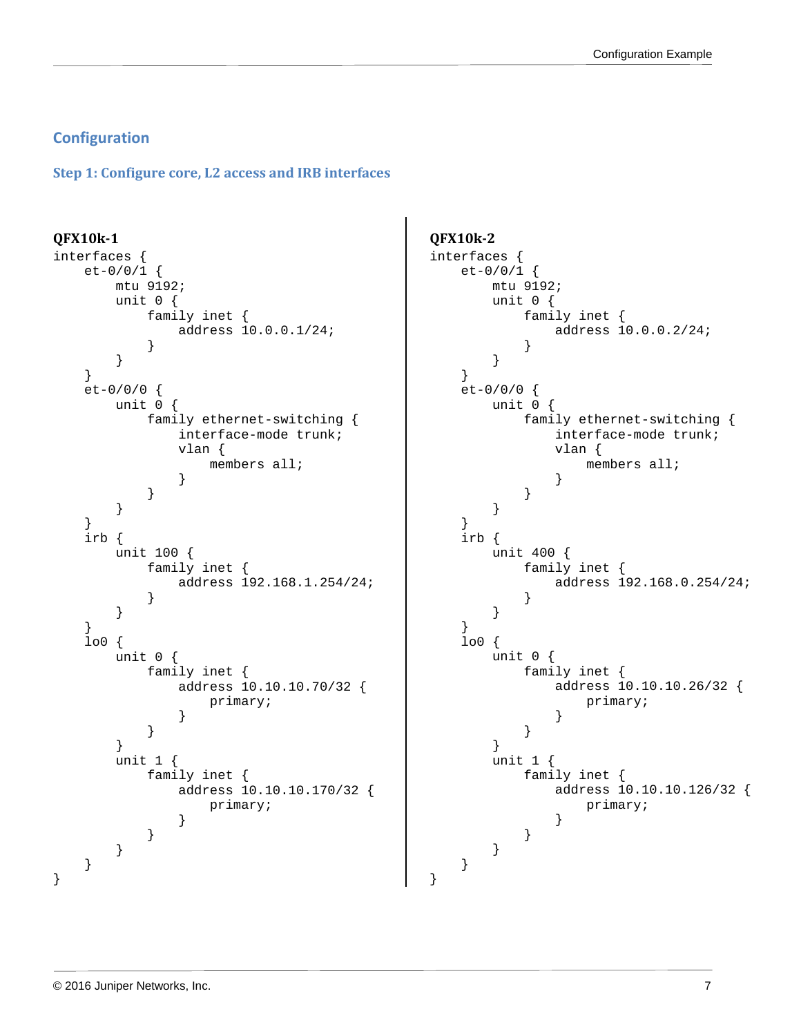## Configuration

### Step 1: Configure core, L2 access and IRB interfaces

**QFX10k-1**

```
interfaces {
    et-0/0/1 {
        mtu 9192;
        unit 0 {
            family inet {
                address 10.0.0.1/24;
            }
        }
    }
    et-0/0/0 {
        unit 0 {
            family ethernet-switching {
                interface-mode trunk;
                vlan {
                    members all;
                }
            }
        }
    }
    irb {
        unit 100 {
            family inet {
                address 192.168.1.254/24;
            }
        }
    }
    lo0 {
        unit 0 {
            family inet {
                address 10.10.10.70/32 {
                    primary;
                }
            }
        }
        unit 1 {
            family inet {
                address 10.10.10.170/32 {
                    primary;
                }
            }
        }
    }
}
```

**QFX10k-2**

```
interfaces {
    et-0/0/1 {
        mtu 9192;
        unit 0 {
            family inet {
                address 10.0.0.2/24;
            }
        }
    }
    et-0/0/0 {
        unit 0 {
            family ethernet-switching {
                interface-mode trunk;
                vlan {
                    members all;
                }
            }
        }
    }
    irb {
        unit 400 {
            family inet {
                address 192.168.0.254/24;
            }
        }
    }
    lo0 {
        unit 0 {
            family inet {
                address 10.10.10.26/32 {
                    primary;
                }
            }
        }
        unit 1 {
            family inet {
                address 10.10.10.126/32 {
                    primary;
                }
            }
        }
    }
}
```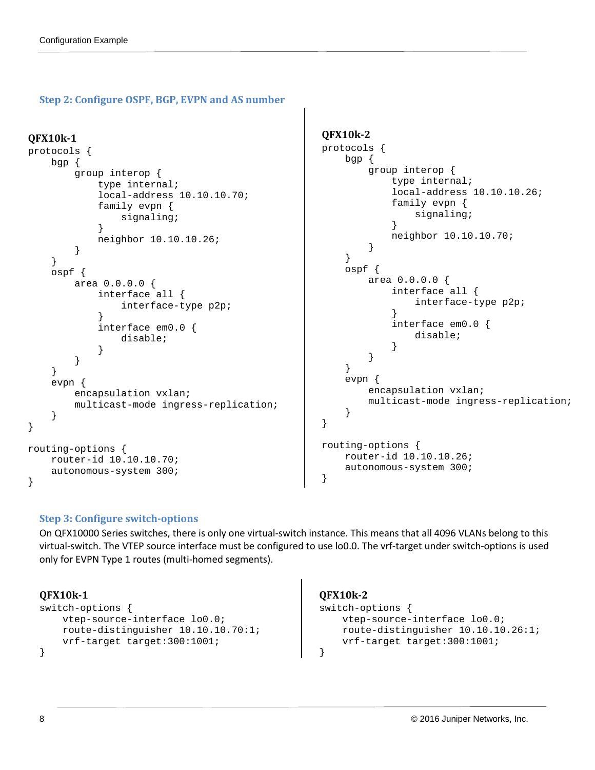### Step 2: Configure OSPF, BGP, EVPN and AS number

**QFX10k-1**

```
protocols {
    bgp {
        group interop {
            type internal;
            local-address 10.10.10.70;
            family evpn {
                signaling;
            }
            neighbor 10.10.10.26;
        }
    }
    ospf {
        area 0.0.0.0 {
            interface all {
                interface-type p2p;
            }
            interface em0.0 {
                disable;
            }
        }
    }
    evpn {
        encapsulation vxlan;
        multicast-mode ingress-replication;
    }
}

routing-options {
    router-id 10.10.10.70;
    autonomous-system 300;
}
```

**QFX10k-2**

```
protocols {
    bgp {
        group interop {
            type internal;
            local-address 10.10.10.26;
            family evpn {
                signaling;
            }
            neighbor 10.10.10.70;
        }
    }
    ospf {
        area 0.0.0.0 {
            interface all {
                interface-type p2p;
            }
            interface em0.0 {
                disable;
            }
        }
    }
    evpn {
        encapsulation vxlan;
        multicast-mode ingress-replication;
    }
}

routing-options {
    router-id 10.10.10.26;
    autonomous-system 300;
}
```

### Step 3: Configure switch-options

On QFX10000 Series switches, there is only one virtual-switch instance. This means that all 4096 VLANs belong to this virtual-switch. The VTEP source interface must be configured to use lo0.0. The vrf-target under switch-options is used only for EVPN Type 1 routes (multi-homed segments).

**QFX10k-1**

```
switch-options {
    vtep-source-interface lo0.0;
    route-distinguisher 10.10.10.70:1;
    vrf-target target:300:1001;
}
```

**QFX10k-2**

```
switch-options {
    vtep-source-interface lo0.0;
    route-distinguisher 10.10.10.26:1;
    vrf-target target:300:1001;
}
```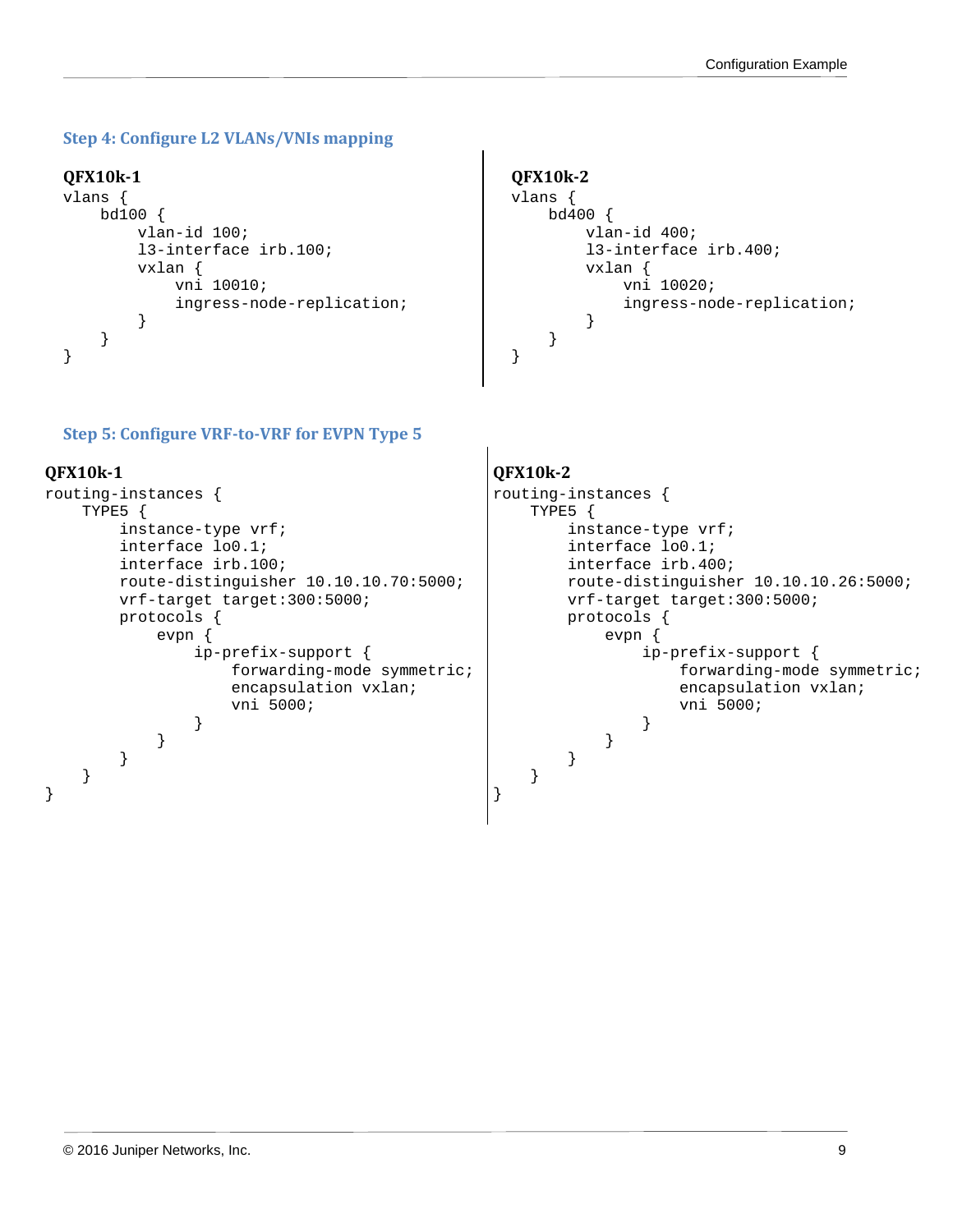### Step 4: Configure L2 VLANs/VNIs mapping

**QFX10k-1**

```
vlans {
    bd100 {
        vlan-id 100;
        l3-interface irb.100;
        vxlan {
            vni 10010;
            ingress-node-replication;
        }
    }
}
```

**QFX10k-2**

```
vlans {
    bd400 {
        vlan-id 400;
        l3-interface irb.400;
        vxlan {
            vni 10020;
            ingress-node-replication;
        }
    }
}
```

### Step 5: Configure VRF-to-VRF for EVPN Type 5

**QFX10k-1**

```
routing-instances {
    TYPE5 {
        instance-type vrf;
        interface lo0.1;
        interface irb.100;
        route-distinguisher 10.10.10.70:5000;
        vrf-target target:300:5000;
        protocols {
            evpn {
                ip-prefix-support {
                    forwarding-mode symmetric;
                    encapsulation vxlan;
                    vni 5000;
                }
            }
        }
    }
}
```

**QFX10k-2**

```
routing-instances {
    TYPE5 {
        instance-type vrf;
        interface lo0.1;
        interface irb.400;
        route-distinguisher 10.10.10.26:5000;
        vrf-target target:300:5000;
        protocols {
            evpn {
                ip-prefix-support {
                    forwarding-mode symmetric;
                    encapsulation vxlan;
                    vni 5000;
                }
            }
        }
    }
}
```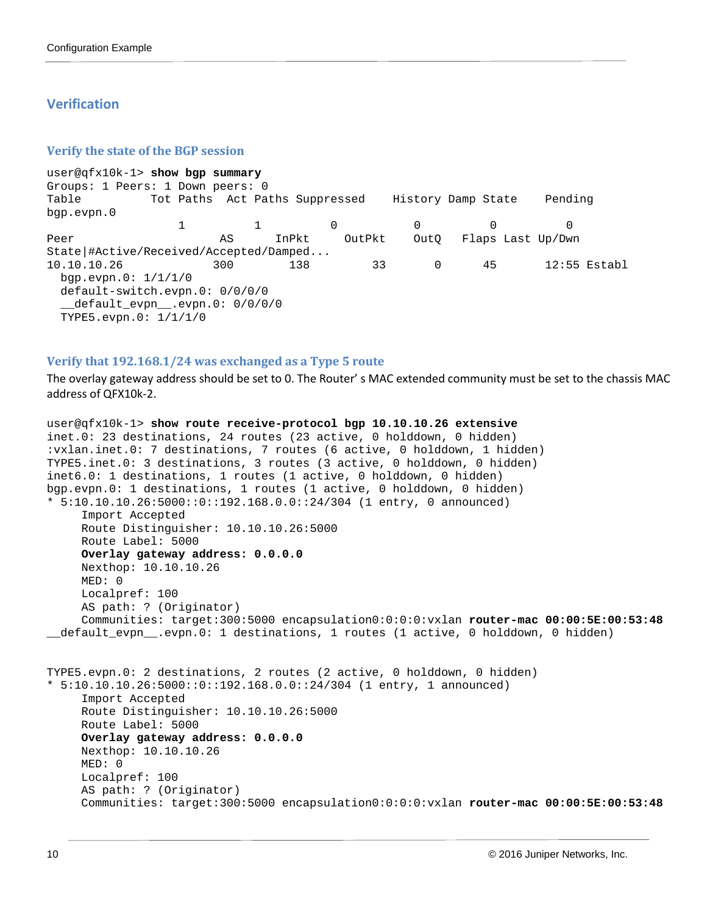## Verification

### Verify the state of the BGP session

```
user@qfx10k-1> show bgp summary
Groups: 1 Peers: 1 Down peers: 0
Table          Tot Paths  Act Paths Suppressed    History Damp State    Pending
bgp.evpn.0
                     1          1          0          0          0          0
Peer                     AS      InPkt     OutPkt    OutQ   Flaps Last Up/Dwn
State|#Active/Received/Accepted/Damped...
10.10.10.26             300        138         33       0      45       12:55 Establ
  bgp.evpn.0: 1/1/1/0
  default-switch.evpn.0: 0/0/0/0
  __default_evpn__.evpn.0: 0/0/0/0
  TYPE5.evpn.0: 1/1/1/0
```

### Verify that 192.168.1/24 was exchanged as a Type 5 route

The overlay gateway address should be set to 0. The Router' s MAC extended community must be set to the chassis MAC address of QFX10k-2.

```
user@qfx10k-1> show route receive-protocol bgp 10.10.10.26 extensive
inet.0: 23 destinations, 24 routes (23 active, 0 holddown, 0 hidden)
:vxlan.inet.0: 7 destinations, 7 routes (6 active, 0 holddown, 1 hidden)
TYPE5.inet.0: 3 destinations, 3 routes (3 active, 0 holddown, 0 hidden)
inet6.0: 1 destinations, 1 routes (1 active, 0 holddown, 0 hidden)
bgp.evpn.0: 1 destinations, 1 routes (1 active, 0 holddown, 0 hidden)
* 5:10.10.10.26:5000::0::192.168.0.0::24/304 (1 entry, 0 announced)
     Import Accepted
     Route Distinguisher: 10.10.10.26:5000
     Route Label: 5000
     Overlay gateway address: 0.0.0.0
     Nexthop: 10.10.10.26
     MED: 0
     Localpref: 100
     AS path: ? (Originator)
     Communities: target:300:5000 encapsulation0:0:0:0:vxlan router-mac 00:00:5E:00:53:48
__default_evpn__.evpn.0: 1 destinations, 1 routes (1 active, 0 holddown, 0 hidden)


TYPE5.evpn.0: 2 destinations, 2 routes (2 active, 0 holddown, 0 hidden)
* 5:10.10.10.26:5000::0::192.168.0.0::24/304 (1 entry, 1 announced)
     Import Accepted
     Route Distinguisher: 10.10.10.26:5000
     Route Label: 5000
     Overlay gateway address: 0.0.0.0
     Nexthop: 10.10.10.26
     MED: 0
     Localpref: 100
     AS path: ? (Originator)
     Communities: target:300:5000 encapsulation0:0:0:0:vxlan router-mac 00:00:5E:00:53:48
```